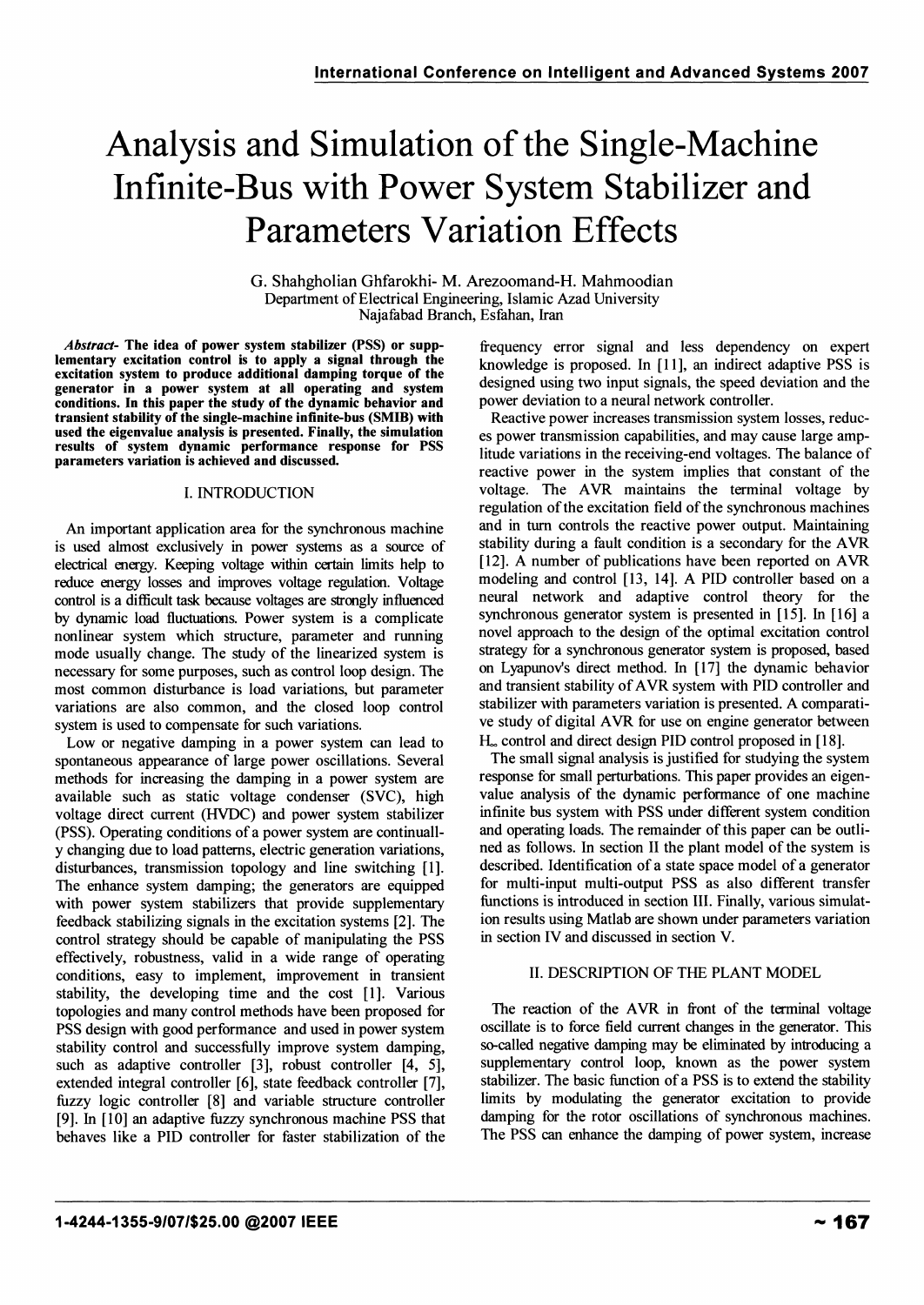# Analysis and Simulation of the Single-Machine Infinite-Bus with Power System Stabilizer and Parameters Variation Effects

G. Shahgholian Ghfarokhi- M. Arezoomand-H. Mahmoodian
Department of Electrical Engineering, Islamic Azad University
Najafabad Branch, Esfahan, Iran

***Abstract*- The idea of power system stabilizer (PSS) or supplementary excitation control is to apply a signal through the excitation system to produce additional damping torque of the generator in a power system at all operating and system conditions. In this paper the study of the dynamic behavior and transient stability of the single-machine infinite-bus (SMIB) with used the eigenvalue analysis is presented. Finally, the simulation results of system dynamic performance response for PSS parameters variation is achieved and discussed.**

## I. INTRODUCTION

An important application area for the synchronous machine is used almost exclusively in power systems as a source of electrical energy. Keeping voltage within certain limits help to reduce energy losses and improves voltage regulation. Voltage control is a difficult task because voltages are strongly influenced by dynamic load fluctuations. Power system is a complicate nonlinear system which structure, parameter and running mode usually change. The study of the linearized system is necessary for some purposes, such as control loop design. The most common disturbance is load variations, but parameter variations are also common, and the closed loop control system is used to compensate for such variations.

Low or negative damping in a power system can lead to spontaneous appearance of large power oscillations. Several methods for increasing the damping in a power system are available such as static voltage condenser (SVC), high voltage direct current (HVDC) and power system stabilizer (PSS). Operating conditions of a power system are continually changing due to load patterns, electric generation variations, disturbances, transmission topology and line switching [1]. The enhance system damping; the generators are equipped with power system stabilizers that provide supplementary feedback stabilizing signals in the excitation systems [2]. The control strategy should be capable of manipulating the PSS effectively, robustness, valid in a wide range of operating conditions, easy to implement, improvement in transient stability, the developing time and the cost [1]. Various topologies and many control methods have been proposed for PSS design with good performance and used in power system stability control and successfully improve system damping, such as adaptive controller [3], robust controller [4, 5], extended integral controller [6], state feedback controller [7], fuzzy logic controller [8] and variable structure controller [9]. In [10] an adaptive fuzzy synchronous machine PSS that behaves like a PID controller for faster stabilization of the frequency error signal and less dependency on expert knowledge is proposed. In [11], an indirect adaptive PSS is designed using two input signals, the speed deviation and the power deviation to a neural network controller.

Reactive power increases transmission system losses, reduces power transmission capabilities, and may cause large amplitude variations in the receiving-end voltages. The balance of reactive power in the system implies that constant of the voltage. The AVR maintains the terminal voltage by regulation of the excitation field of the synchronous machines and in turn controls the reactive power output. Maintaining stability during a fault condition is a secondary for the AVR [12]. A number of publications have been reported on AVR modeling and control [13, 14]. A PID controller based on a neural network and adaptive control theory for the synchronous generator system is presented in [15]. In [16] a novel approach to the design of the optimal excitation control strategy for a synchronous generator system is proposed, based on Lyapunov's direct method. In [17] the dynamic behavior and transient stability of AVR system with PID controller and stabilizer with parameters variation is presented. A comparative study of digital AVR for use on engine generator between $H_\infty$ control and direct design PID control proposed in [18].

The small signal analysis is justified for studying the system response for small perturbations. This paper provides an eigenvalue analysis of the dynamic performance of one machine infinite bus system with PSS under different system condition and operating loads. The remainder of this paper can be outlined as follows. In section II the plant model of the system is described. Identification of a state space model of a generator for multi-input multi-output PSS as also different transfer functions is introduced in section III. Finally, various simulation results using Matlab are shown under parameters variation in section IV and discussed in section V.

## II. DESCRIPTION OF THE PLANT MODEL

The reaction of the AVR in front of the terminal voltage oscillate is to force field current changes in the generator. This so-called negative damping may be eliminated by introducing a supplementary control loop, known as the power system stabilizer. The basic function of a PSS is to extend the stability limits by modulating the generator excitation to provide damping for the rotor oscillations of synchronous machines. The PSS can enhance the damping of power system, increase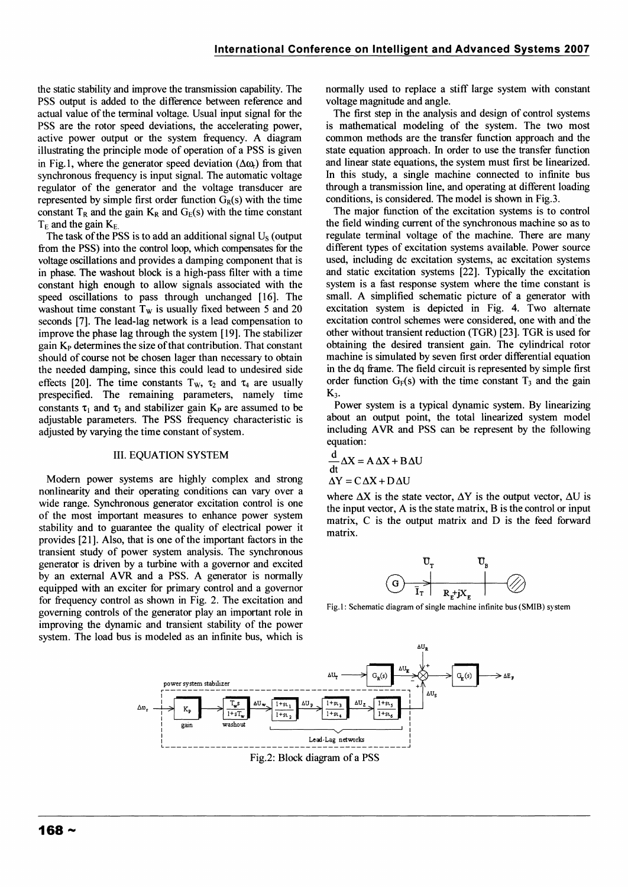the static stability and improve the transmission capability. The PSS output is added to the difference between reference and actual value of the terminal voltage. Usual input signal for the PSS are the rotor speed deviations, the accelerating power, active power output or the system frequency. A diagram illustrating the principle mode of operation of a PSS is given in Fig.1, where the generator speed deviation ($\Delta\omega_r$) from that synchronous frequency is input signal. The automatic voltage regulator of the generator and the voltage transducer are represented by simple first order function $G_R(s)$ with the time constant $T_R$ and the gain $K_R$ and $G_E(s)$ with the time constant $T_E$ and the gain $K_E$.

The task of the PSS is to add an additional signal $U_S$ (output from the PSS) into the control loop, which compensates for the voltage oscillations and provides a damping component that is in phase. The washout block is a high-pass filter with a time constant high enough to allow signals associated with the speed oscillations to pass through unchanged [16]. The washout time constant $T_W$ is usually fixed between 5 and 20 seconds [7]. The lead-lag network is a lead compensation to improve the phase lag through the system [19]. The stabilizer gain $K_P$ determines the size of that contribution. That constant should of course not be chosen lager than necessary to obtain the needed damping, since this could lead to undesired side effects [20]. The time constants $T_W$, $\tau_2$ and $\tau_4$ are usually prespecified. The remaining parameters, namely time constants $\tau_1$ and $\tau_3$ and stabilizer gain $K_P$ are assumed to be adjustable parameters. The PSS frequency characteristic is adjusted by varying the time constant of system.

## III. EQUATION SYSTEM

Modern power systems are highly complex and strong nonlinearity and their operating conditions can vary over a wide range. Synchronous generator excitation control is one of the most important measures to enhance power system stability and to guarantee the quality of electrical power it provides [21]. Also, that is one of the important factors in the transient study of power system analysis. The synchronous generator is driven by a turbine with a governor and excited by an external AVR and a PSS. A generator is normally equipped with an exciter for primary control and a governor for frequency control as shown in Fig. 2. The excitation and governing controls of the generator play an important role in improving the dynamic and transient stability of the power system. The load bus is modeled as an infinite bus, which is normally used to replace a stiff large system with constant voltage magnitude and angle.

The first step in the analysis and design of control systems is mathematical modeling of the system. The two most common methods are the transfer function approach and the state equation approach. In order to use the transfer function and linear state equations, the system must first be linearized. In this study, a single machine connected to infinite bus through a transmission line, and operating at different loading conditions, is considered. The model is shown in Fig.3.

The major function of the excitation systems is to control the field winding current of the synchronous machine so as to regulate terminal voltage of the machine. There are many different types of excitation systems available. Power source used, including dc excitation systems, ac excitation systems and static excitation systems [22]. Typically the excitation system is a fast response system where the time constant is small. A simplified schematic picture of a generator with excitation system is depicted in Fig. 4. Two alternate excitation control schemes were considered, one with and the other without transient reduction (TGR) [23]. TGR is used for obtaining the desired transient gain. The cylindrical rotor machine is simulated by seven first order differential equation in the dq frame. The field circuit is represented by simple first order function $G_F(s)$ with the time constant $T_3$ and the gain $K_3$.

Power system is a typical dynamic system. By linearizing about an output point, the total linearized system model including AVR and PSS can be represent by the following equation:

$$\frac{d}{dt}\Delta X = A\,\Delta X + B\,\Delta U$$

$$\Delta Y = C\,\Delta X + D\,\Delta U$$

where $\Delta X$ is the state vector, $\Delta Y$ is the output vector, $\Delta U$ is the input vector, A is the state matrix, B is the control or input matrix, C is the output matrix and D is the feed forward matrix.

Fig.1: Schematic diagram of single machine infinite bus (SMIB) system

Fig.2: Block diagram of a PSS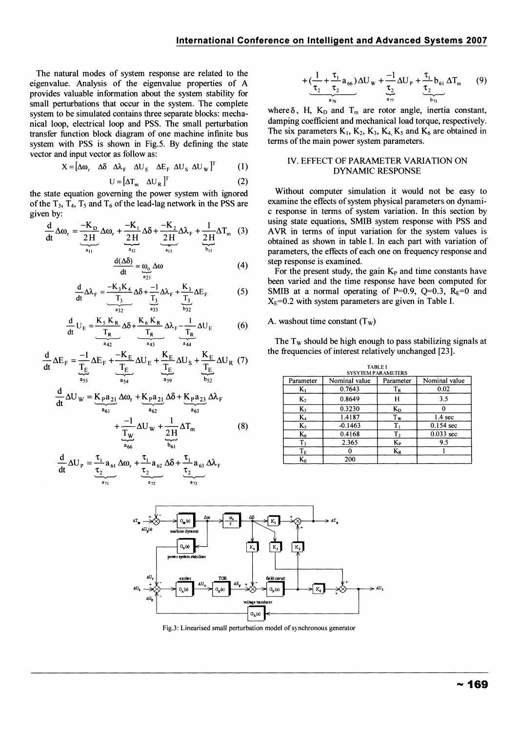The natural modes of system response are related to the eigenvalue. Analysis of the eigenvalue properties of A provides valuable information about the system stability for small perturbations that occur in the system. The complete system to be simulated contains three separate blocks: mechanical loop, electrical loop and PSS. The small perturbation transfer function block diagram of one machine infinite bus system with PSS is shown in Fig.5. By defining the state vector and input vector as follow as:

$$X = [\Delta\omega_r \;\; \Delta\delta \;\; \Delta\lambda_F \;\; \Delta U_E \;\; \Delta E_F \;\; \Delta U_S \;\; \Delta U_W]^T \tag{1}$$

$$U = [\Delta T_m \;\; \Delta U_R]^T \tag{2}$$

the state equation governing the power system with ignored of the $T_3$, $T_4$, $T_5$ and $T_6$ of the lead-lag network in the PSS are given by:

$$\frac{d}{dt}\Delta\omega_r = \underbrace{\frac{-K_D}{2H}}_{a_{11}}\Delta\omega_r + \underbrace{\frac{-K_1}{2H}}_{a_{12}}\Delta\delta + \underbrace{\frac{-K_2}{2H}}_{a_{13}}\Delta\lambda_F + \underbrace{\frac{1}{2H}}_{b_{11}}\Delta T_m \tag{3}$$

$$\frac{d(\Delta\delta)}{dt} = \underbrace{\omega_o}_{a_{21}}\Delta\omega \tag{4}$$

$$\frac{d}{dt}\Delta\lambda_F = \underbrace{\frac{-K_3K_4}{T_3}}_{a_{32}}\Delta\delta + \underbrace{\frac{-1}{T_3}}_{a_{33}}\Delta\lambda_F + \underbrace{\frac{K_3}{T_3}}_{b_{32}}\Delta E_F \tag{5}$$

$$\frac{d}{dt}U_E = \underbrace{\frac{K_5K_R}{T_R}}_{a_{42}}\Delta\delta + \underbrace{\frac{K_6K_R}{T_R}}_{a_{43}}\Delta\lambda_F - \underbrace{\frac{1}{T_R}}_{a_{44}}\Delta U_E \tag{6}$$

$$\frac{d}{dt}\Delta E_F = \underbrace{\frac{-1}{T_E}}_{a_{55}}\Delta E_F + \underbrace{\frac{-K_E}{T_E}}_{a_{54}}\Delta U_E + \underbrace{\frac{K_E}{T_E}}_{a_{59}}\Delta U_S + \underbrace{\frac{K_E}{T_E}}_{b_{52}}\Delta U_R \tag{7}$$

$$\frac{d}{dt}\Delta U_W = \underbrace{K_P a_{21}}_{a_{61}}\Delta\omega_r + \underbrace{K_P a_{21}}_{a_{62}}\Delta\delta + \underbrace{K_P a_{23}}_{a_{63}}\Delta\lambda_F + \underbrace{\frac{-1}{T_W}}_{a_{66}}\Delta U_W + \underbrace{\frac{1}{2H}}_{b_{61}}\Delta T_m \tag{8}$$

$$\frac{d}{dt}\Delta U_P = \underbrace{\frac{\tau_1}{\tau_2}a_{61}}_{a_{71}}\Delta\omega_r + \underbrace{\frac{\tau_1}{\tau_2}a_{62}}_{a_{72}}\Delta\delta + \underbrace{\frac{\tau_1}{\tau_2}a_{63}}_{a_{73}}\Delta\lambda_F + \underbrace{\left(\frac{1}{\tau_2} + \frac{\tau_1}{\tau_2}a_{66}\right)}_{a_{76}}\Delta U_W + \underbrace{\frac{-1}{\tau_2}}_{a_{77}}\Delta U_P + \underbrace{\frac{\tau_1}{\tau_2}b_{61}}_{b_{71}}\Delta T_m \tag{9}$$

where $\delta$, H, $K_D$ and $T_m$ are rotor angle, inertia constant, damping coefficient and mechanical load torque, respectively. The six parameters $K_1$, $K_2$, $K_3$, $K_4$, $K_5$ and $K_6$ are obtained in terms of the main power system parameters.

Fig.3: Linearised small perturbation model of synchronous generator

## IV. EFFECT OF PARAMETER VARIATION ON DYNAMIC RESPONSE

Without computer simulation it would not be easy to examine the effects of system physical parameters on dynamic response in terms of system variation. In this section by using state equations, SMIB system response with PSS and AVR in terms of input variation for the system values is obtained as shown in table I. In each part with variation of parameters, the effects of each one on frequency response and step response is examined.

For the present study, the gain $K_P$ and time constants have been varied and the time response have been computed for SMIB at a normal operating of P=0.9, Q=0.3, $R_E$=0 and $X_E$=0.2 with system parameters are given in Table I.

### A. washout time constant ($T_W$)

The $T_W$ should be high enough to pass stabilizing signals at the frequencies of interest relatively unchanged [23].

TABLE I
SYSYTEM PARAMETERS

| Parameter | Nominal value | Parameter | Nominal value |
|---|---|---|---|
| $K_1$ | 0.7643 | $T_R$ | 0.02 |
| $K_2$ | 0.8649 | H | 3.5 |
| $K_3$ | 0.3230 | $K_D$ | 0 |
| $K_4$ | 1.4187 | $T_W$ | 1.4 sec |
| $K_5$ | -0.1463 | $T_1$ | 0.154 sec |
| $K_6$ | 0.4168 | $T_2$ | 0.033 sec |
| $T_3$ | 2.365 | $K_P$ | 9.5 |
| $T_E$ | 0 | $K_R$ | 1 |
| $K_E$ | 200 | | |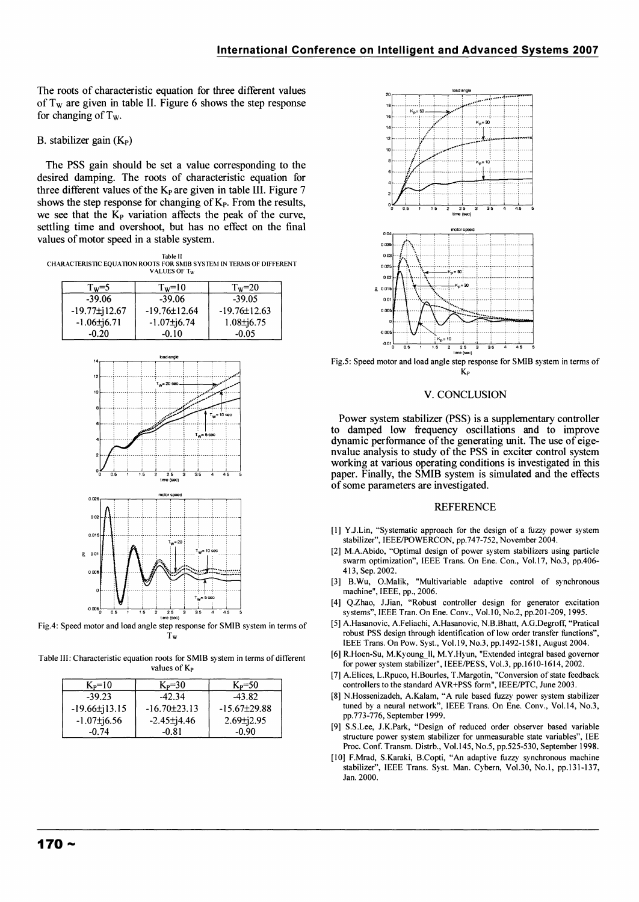The roots of characteristic equation for three different values of $T_W$ are given in table II. Figure 6 shows the step response for changing of $T_W$.

B. stabilizer gain ($K_P$)

The PSS gain should be set a value corresponding to the desired damping. The roots of characteristic equation for three different values of the $K_P$ are given in table III. Figure 7 shows the step response for changing of $K_P$. From the results, we see that the $K_P$ variation affects the peak of the curve, settling time and overshoot, but has no effect on the final values of motor speed in a stable system.

Table II
CHARACTERISTIC EQUATION ROOTS FOR SMIB SYSTEM IN TERMS OF DIFFERENT VALUES OF $T_W$

| $T_W$=5 | $T_W$=10 | $T_W$=20 |
|---|---|---|
| -39.06 | -39.06 | -39.05 |
| -19.77±j12.67 | -19.76±12.64 | -19.76±12.63 |
| -1.06±j6.71 | -1.07±j6.74 | 1.08±j6.75 |
| -0.20 | -0.10 | -0.05 |

Fig.4: Speed motor and load angle step response for SMIB system in terms of $T_W$

Table III: Characteristic equation roots for SMIB system in terms of different values of $K_P$

| $K_P$=10 | $K_P$=30 | $K_P$=50 |
|---|---|---|
| -39.23 | -42.34 | -43.82 |
| -19.66±j13.15 | -16.70±23.13 | -15.67±29.88 |
| -1.07±j6.56 | -2.45±j4.46 | 2.69±j2.95 |
| -0.74 | -0.81 | -0.90 |

Fig.5: Speed motor and load angle step response for SMIB system in terms of $K_P$

## V. CONCLUSION

Power system stabilizer (PSS) is a supplementary controller to damped low frequency oscillations and to improve dynamic performance of the generating unit. The use of eigenvalue analysis to study of the PSS in exciter control system working at various operating conditions is investigated in this paper. Finally, the SMIB system is simulated and the effects of some parameters are investigated.

## REFERENCE

[1] Y.J.Lin, "Systematic approach for the design of a fuzzy power system stabilizer", IEEE/POWERCON, pp.747-752, November 2004.

[2] M.A.Abido, "Optimal design of power system stabilizers using particle swarm optimization", IEEE Trans. On Ene. Con., Vol.17, No.3, pp.406-413, Sep. 2002.

[3] B.Wu, O.Malik, "Multivariable adaptive control of synchronous machine", IEEE, pp., 2006.

[4] Q.Zhao, J.Jian, "Robust controller design for generator excitation systems", IEEE Tran. On Ene. Conv., Vol.10, No.2, pp.201-209, 1995.

[5] A.Hasanovic, A.Feliachi, A.Hasanovic, N.B.Bhatt, A.G.Degroff, "Pratical robust PSS design through identification of low order transfer functions", IEEE Trans. On Pow. Syst., Vol.19, No.3, pp.1492-1581, August 2004.

[6] R.Hoen-Su, M.Kyoung_Il, M.Y.Hyun, "Extended integral based governor for power system stabilizer", IEEE/PESS, Vol.3, pp.1610-1614, 2002.

[7] A.Elices, L.Rpuco, H.Bourles, T.Margotin, "Conversion of state feedback controllers to the standard AVR+PSS form", IEEE/PTC, June 2003.

[8] N.Hossenizadeh, A.Kalam, "A rule based fuzzy power system stabilizer tuned by a neural network", IEEE Trans. On Ene. Conv., Vol.14, No.3, pp.773-776, September 1999.

[9] S.S.Lee, J.K.Park, "Design of reduced order observer based variable structure power system stabilizer for unmeasurable state variables", IEE Proc. Conf. Transm. Distrb., Vol.145, No.5, pp.525-530, September 1998.

[10] F.Mrad, S.Karaki, B.Copti, "An adaptive fuzzy synchronous machine stabilizer", IEEE Trans. Syst. Man. Cybern, Vol.30, No.1, pp.131-137, Jan. 2000.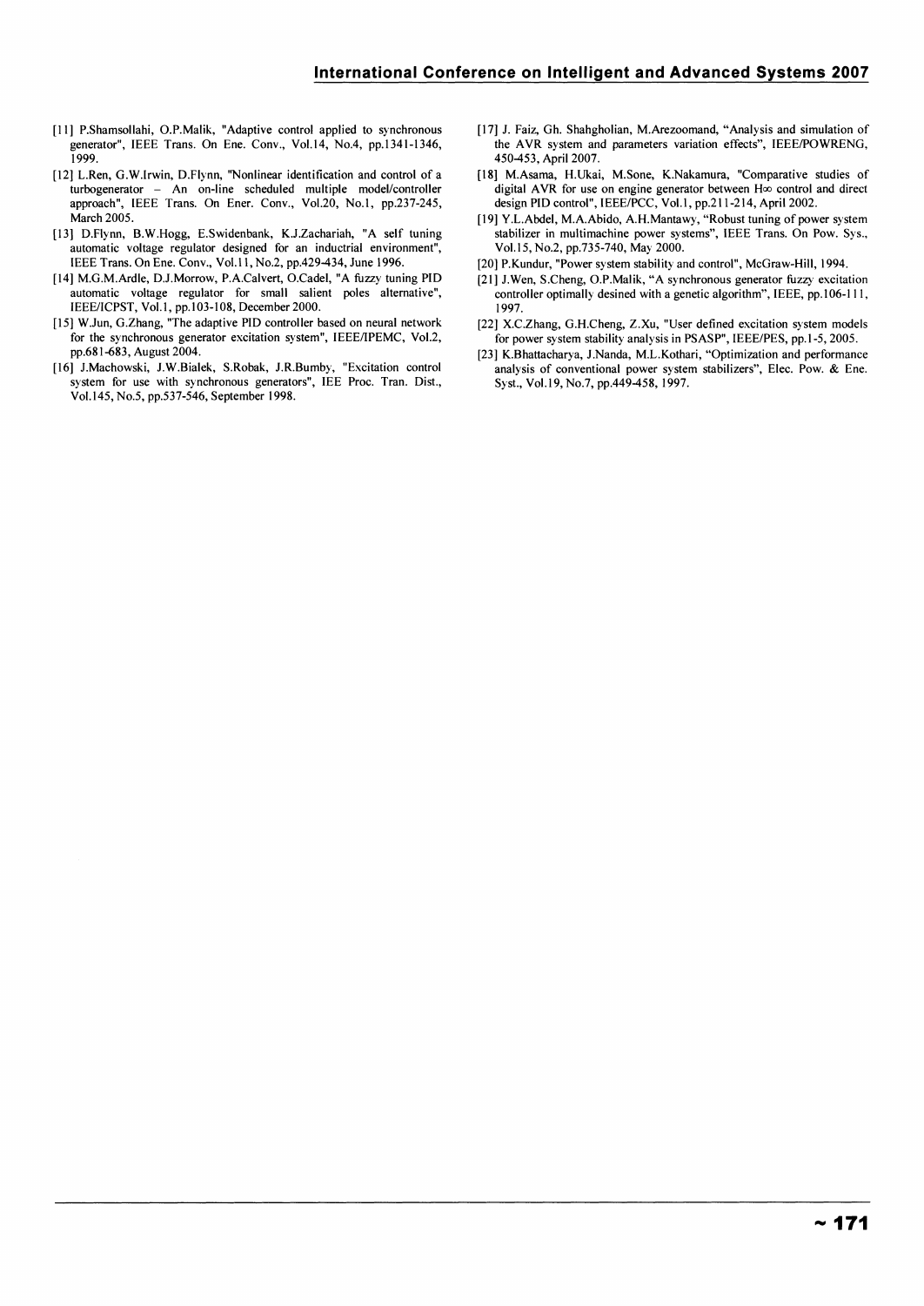[11] P.Shamsollahi, O.P.Malik, "Adaptive control applied to synchronous generator", IEEE Trans. On Ene. Conv., Vol.14, No.4, pp.1341-1346, 1999.

[12] L.Ren, G.W.Irwin, D.Flynn, "Nonlinear identification and control of a turbogenerator – An on-line scheduled multiple model/controller approach", IEEE Trans. On Ener. Conv., Vol.20, No.1, pp.237-245, March 2005.

[13] D.Flynn, B.W.Hogg, E.Swidenbank, K.J.Zachariah, "A self tuning automatic voltage regulator designed for an inductrial environment", IEEE Trans. On Ene. Conv., Vol.11, No.2, pp.429-434, June 1996.

[14] M.G.M.Ardle, D.J.Morrow, P.A.Calvert, O.Cadel, "A fuzzy tuning PID automatic voltage regulator for small salient poles alternative", IEEE/ICPST, Vol.1, pp.103-108, December 2000.

[15] W.Jun, G.Zhang, "The adaptive PID controller based on neural network for the synchronous generator excitation system", IEEE/IPEMC, Vol.2, pp.681-683, August 2004.

[16] J.Machowski, J.W.Bialek, S.Robak, J.R.Bumby, "Excitation control system for use with synchronous generators", IEE Proc. Tran. Dist., Vol.145, No.5, pp.537-546, September 1998.

[17] J. Faiz, Gh. Shahgholian, M.Arezoomand, "Analysis and simulation of the AVR system and parameters variation effects", IEEE/POWRENG, 450-453, April 2007.

[18] M.Asama, H.Ukai, M.Sone, K.Nakamura, "Comparative studies of digital AVR for use on engine generator between H∞ control and direct design PID control", IEEE/PCC, Vol.1, pp.211-214, April 2002.

[19] Y.L.Abdel, M.A.Abido, A.H.Mantawy, "Robust tuning of power system stabilizer in multimachine power systems", IEEE Trans. On Pow. Sys., Vol.15, No.2, pp.735-740, May 2000.

[20] P.Kundur, "Power system stability and control", McGraw-Hill, 1994.

[21] J.Wen, S.Cheng, O.P.Malik, "A synchronous generator fuzzy excitation controller optimally desined with a genetic algorithm", IEEE, pp.106-111, 1997.

[22] X.C.Zhang, G.H.Cheng, Z.Xu, "User defined excitation system models for power system stability analysis in PSASP", IEEE/PES, pp.1-5, 2005.

[23] K.Bhattacharya, J.Nanda, M.L.Kothari, "Optimization and performance analysis of conventional power system stabilizers", Elec. Pow. & Ene. Syst., Vol.19, No.7, pp.449-458, 1997.